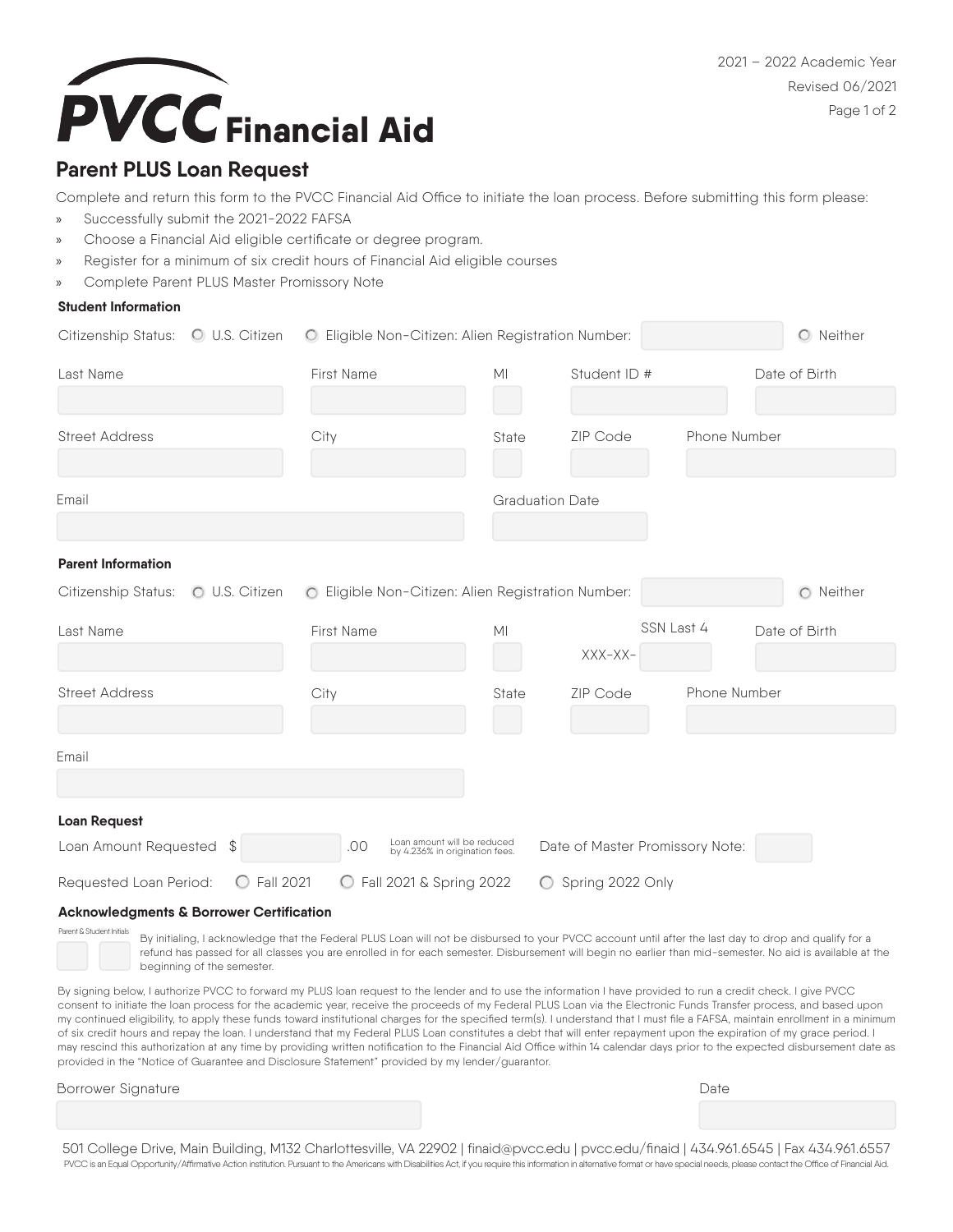# PVCC Financial Aid

2021 – 2022 Academic Year
Revised 06/2021

## Parent PLUS Loan Request

Complete and return this form to the PVCC Financial Aid Office to initiate the loan process. Before submitting this form please:

- Successfully submit the 2021-2022 FAFSA
- Choose a Financial Aid eligible certificate or degree program.
- Register for a minimum of six credit hours of Financial Aid eligible courses
- Complete Parent PLUS Master Promissory Note

### Student Information

Citizenship Status: ○ U.S. Citizen ○ Eligible Non-Citizen: Alien Registration Number: ________ ○ Neither

| Last Name | First Name | MI | Student ID # | Date of Birth |
|---|---|---|---|---|
| | | | | |

| Street Address | City | State | ZIP Code | Phone Number |
|---|---|---|---|---|
| | | | | |

| Email | Graduation Date |
|---|---|
| | |

### Parent Information

Citizenship Status: ○ U.S. Citizen ○ Eligible Non-Citizen: Alien Registration Number: ________ ○ Neither

| Last Name | First Name | MI | SSN Last 4 | Date of Birth |
|---|---|---|---|---|
| | | | XXX-XX- | |

| Street Address | City | State | ZIP Code | Phone Number |
|---|---|---|---|---|
| | | | | |

| Email |
|---|
| |

### Loan Request

Loan Amount Requested $ ________ .00 (Loan amount will be reduced by 4.236% in origination fees.) Date of Master Promissory Note: ________

Requested Loan Period: ○ Fall 2021 ○ Fall 2021 & Spring 2022 ○ Spring 2022 Only

### Acknowledgments & Borrower Certification

Parent & Student Initials: ____ ____

By initialing, I acknowledge that the Federal PLUS Loan will not be disbursed to your PVCC account until after the last day to drop and qualify for a refund has passed for all classes you are enrolled in for each semester. Disbursement will begin no earlier than mid-semester. No aid is available at the beginning of the semester.

By signing below, I authorize PVCC to forward my PLUS loan request to the lender and to use the information I have provided to run a credit check. I give PVCC consent to initiate the loan process for the academic year, receive the proceeds of my Federal PLUS Loan via the Electronic Funds Transfer process, and based upon my continued eligibility, to apply these funds toward institutional charges for the specified term(s). I understand that I must file a FAFSA, maintain enrollment in a minimum of six credit hours and repay the loan. I understand that my Federal PLUS Loan constitutes a debt that will enter repayment upon the expiration of my grace period. I may rescind this authorization at any time by providing written notification to the Financial Aid Office within 14 calendar days prior to the expected disbursement date as provided in the "Notice of Guarantee and Disclosure Statement" provided by my lender/guarantor.

| Borrower Signature | Date |
|---|---|
| | |

501 College Drive, Main Building, M132 Charlottesville, VA 22902 | finaid@pvcc.edu | pvcc.edu/finaid | 434.961.6545 | Fax 434.961.6557

PVCC is an Equal Opportunity/Affirmative Action institution. Pursuant to the Americans with Disabilities Act, if you require this information in alternative format or have special needs, please contact the Office of Financial Aid.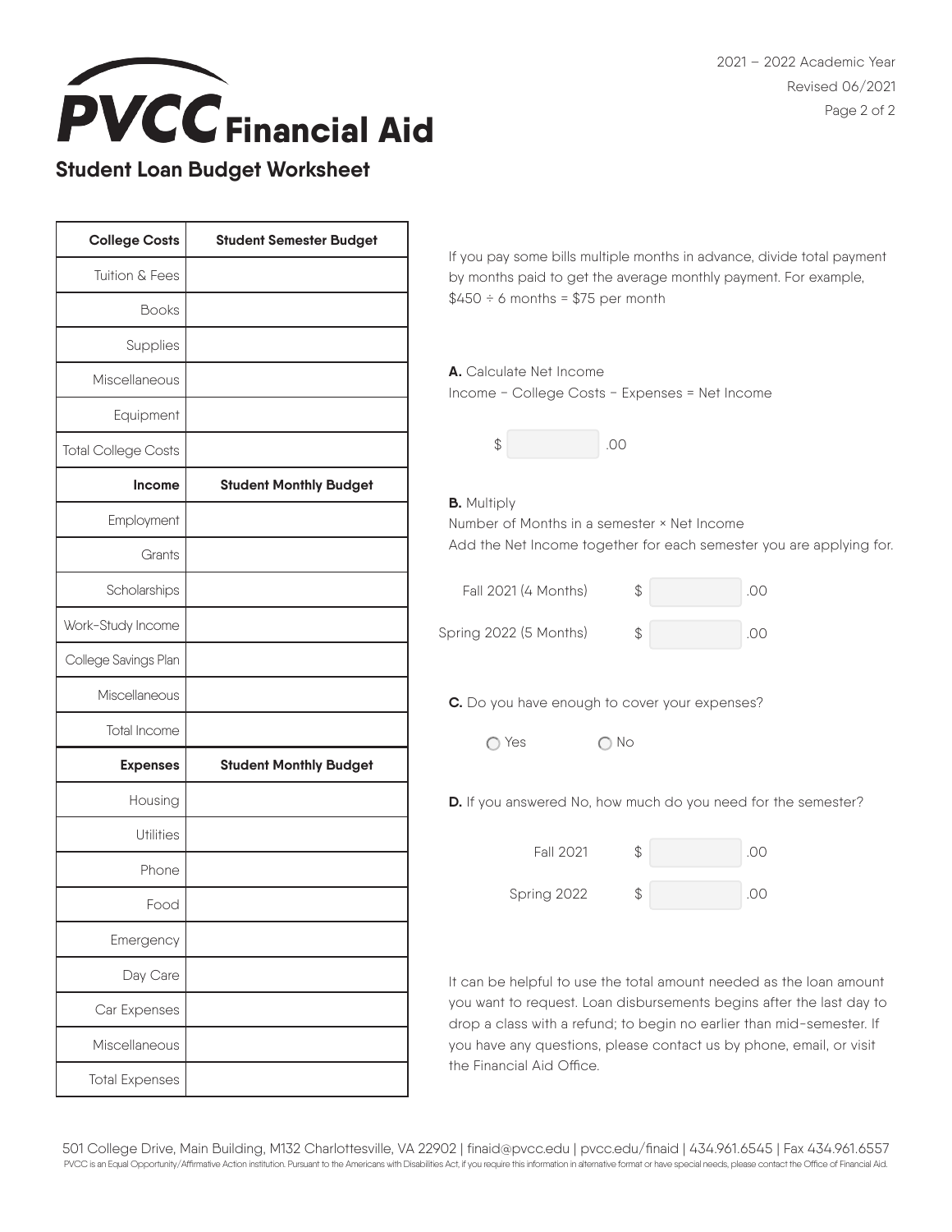# PVCC Financial Aid

## Student Loan Budget Worksheet

2021 – 2022 Academic Year
Revised 06/2021

| College Costs | Student Semester Budget |
| --- | --- |
| Tuition & Fees | |
| Books | |
| Supplies | |
| Miscellaneous | |
| Equipment | |
| Total College Costs | |
| **Income** | **Student Monthly Budget** |
| Employment | |
| Grants | |
| Scholarships | |
| Work-Study Income | |
| College Savings Plan | |
| Miscellaneous | |
| Total Income | |
| **Expenses** | **Student Monthly Budget** |
| Housing | |
| Utilities | |
| Phone | |
| Food | |
| Emergency | |
| Day Care | |
| Car Expenses | |
| Miscellaneous | |
| Total Expenses | |

If you pay some bills multiple months in advance, divide total payment by months paid to get the average monthly payment. For example, \$450 ÷ 6 months = \$75 per month

**A.** Calculate Net Income
Income – College Costs – Expenses = Net Income

\$ ________ .00

**B.** Multiply
Number of Months in a semester × Net Income
Add the Net Income together for each semester you are applying for.

Fall 2021 (4 Months) \$ ________ .00

Spring 2022 (5 Months) \$ ________ .00

**C.** Do you have enough to cover your expenses?

○ Yes ○ No

**D.** If you answered No, how much do you need for the semester?

Fall 2021 \$ ________ .00

Spring 2022 \$ ________ .00

It can be helpful to use the total amount needed as the loan amount you want to request. Loan disbursements begins after the last day to drop a class with a refund; to begin no earlier than mid-semester. If you have any questions, please contact us by phone, email, or visit the Financial Aid Office.

501 College Drive, Main Building, M132 Charlottesville, VA 22902 | finaid@pvcc.edu | pvcc.edu/finaid | 434.961.6545 | Fax 434.961.6557

PVCC is an Equal Opportunity/Affirmative Action institution. Pursuant to the Americans with Disabilities Act, if you require this information in alternative format or have special needs, please contact the Office of Financial Aid.